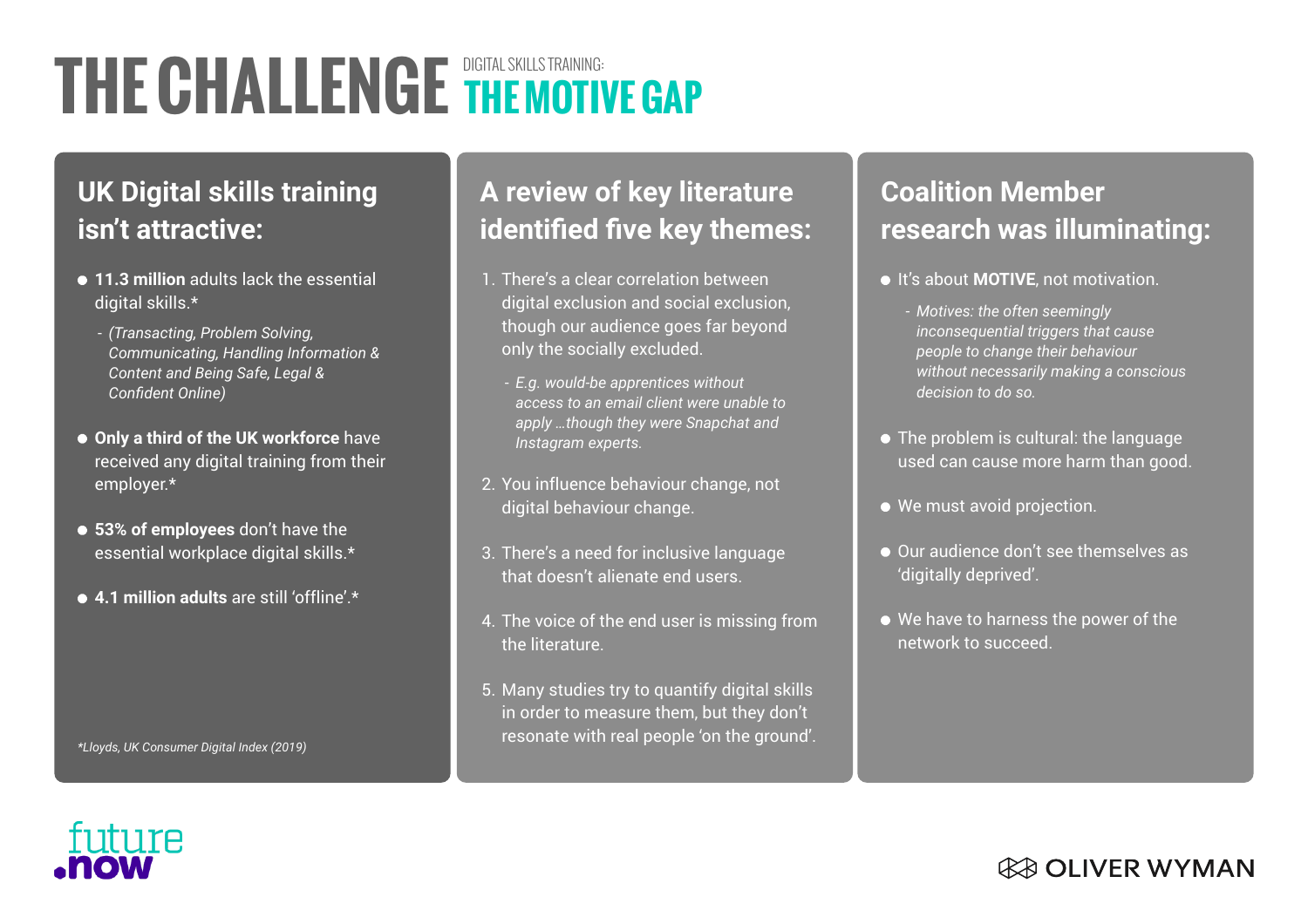# THE CHALLENGE

DIGITAL SKILLS TRAINING:

## THE MOTIVE GAP

### UK Digital skills training isn't attractive:

- **11.3 million** adults lack the essential digital skills.*
  - *(Transacting, Problem Solving, Communicating, Handling Information & Content and Being Safe, Legal & Confident Online)*
- **Only a third of the UK workforce** have received any digital training from their employer.*
- **53% of employees** don't have the essential workplace digital skills.*
- **4.1 million adults** are still 'offline'.*

*\*Lloyds, UK Consumer Digital Index (2019)*

### A review of key literature identified five key themes:

1. There's a clear correlation between digital exclusion and social exclusion, though our audience goes far beyond only the socially excluded.
   - *E.g. would-be apprentices without access to an email client were unable to apply …though they were Snapchat and Instagram experts.*
2. You influence behaviour change, not digital behaviour change.
3. There's a need for inclusive language that doesn't alienate end users.
4. The voice of the end user is missing from the literature.
5. Many studies try to quantify digital skills in order to measure them, but they don't resonate with real people 'on the ground'.

### Coalition Member research was illuminating:

- It's about **MOTIVE**, not motivation.
  - *Motives: the often seemingly inconsequential triggers that cause people to change their behaviour without necessarily making a conscious decision to do so.*
- The problem is cultural: the language used can cause more harm than good.
- We must avoid projection.
- Our audience don't see themselves as 'digitally deprived'.
- We have to harness the power of the network to succeed.

future.now

OLIVER WYMAN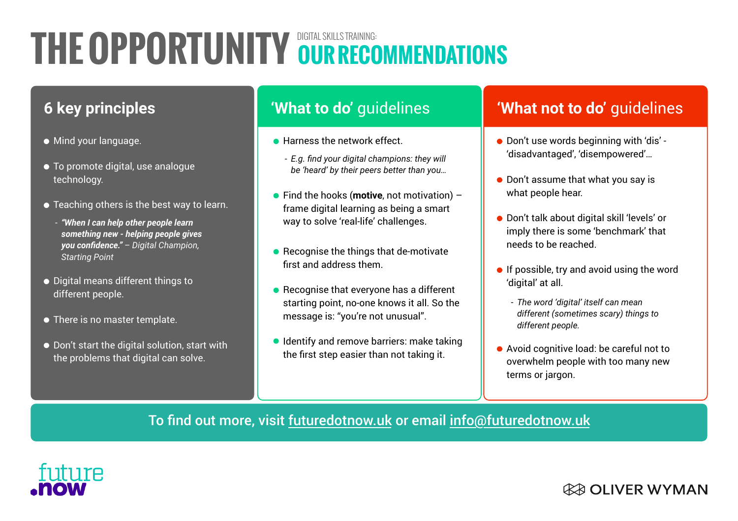# THE OPPORTUNITY

DIGITAL SKILLS TRAINING:

## OUR RECOMMENDATIONS

### 6 key principles

- Mind your language.
- To promote digital, use analogue technology.
- Teaching others is the best way to learn.
  - ***"When I can help other people learn something new - helping people gives you confidence."*** *– Digital Champion, Starting Point*
- Digital means different things to different people.
- There is no master template.
- Don't start the digital solution, start with the problems that digital can solve.

### 'What to do' guidelines

- Harness the network effect.
  - *E.g. find your digital champions: they will be 'heard' by their peers better than you…*
- Find the hooks (**motive**, not motivation) – frame digital learning as being a smart way to solve 'real-life' challenges.
- Recognise the things that de-motivate first and address them.
- Recognise that everyone has a different starting point, no-one knows it all. So the message is: "you're not unusual".
- Identify and remove barriers: make taking the first step easier than not taking it.

### 'What not to do' guidelines

- Don't use words beginning with 'dis' - 'disadvantaged', 'disempowered'…
- Don't assume that what you say is what people hear.
- Don't talk about digital skill 'levels' or imply there is some 'benchmark' that needs to be reached.
- If possible, try and avoid using the word 'digital' at all.
  - *The word 'digital' itself can mean different (sometimes scary) things to different people.*
- Avoid cognitive load: be careful not to overwhelm people with too many new terms or jargon.

To find out more, visit futuredotnow.uk or email info@futuredotnow.uk

future.now

OLIVER WYMAN